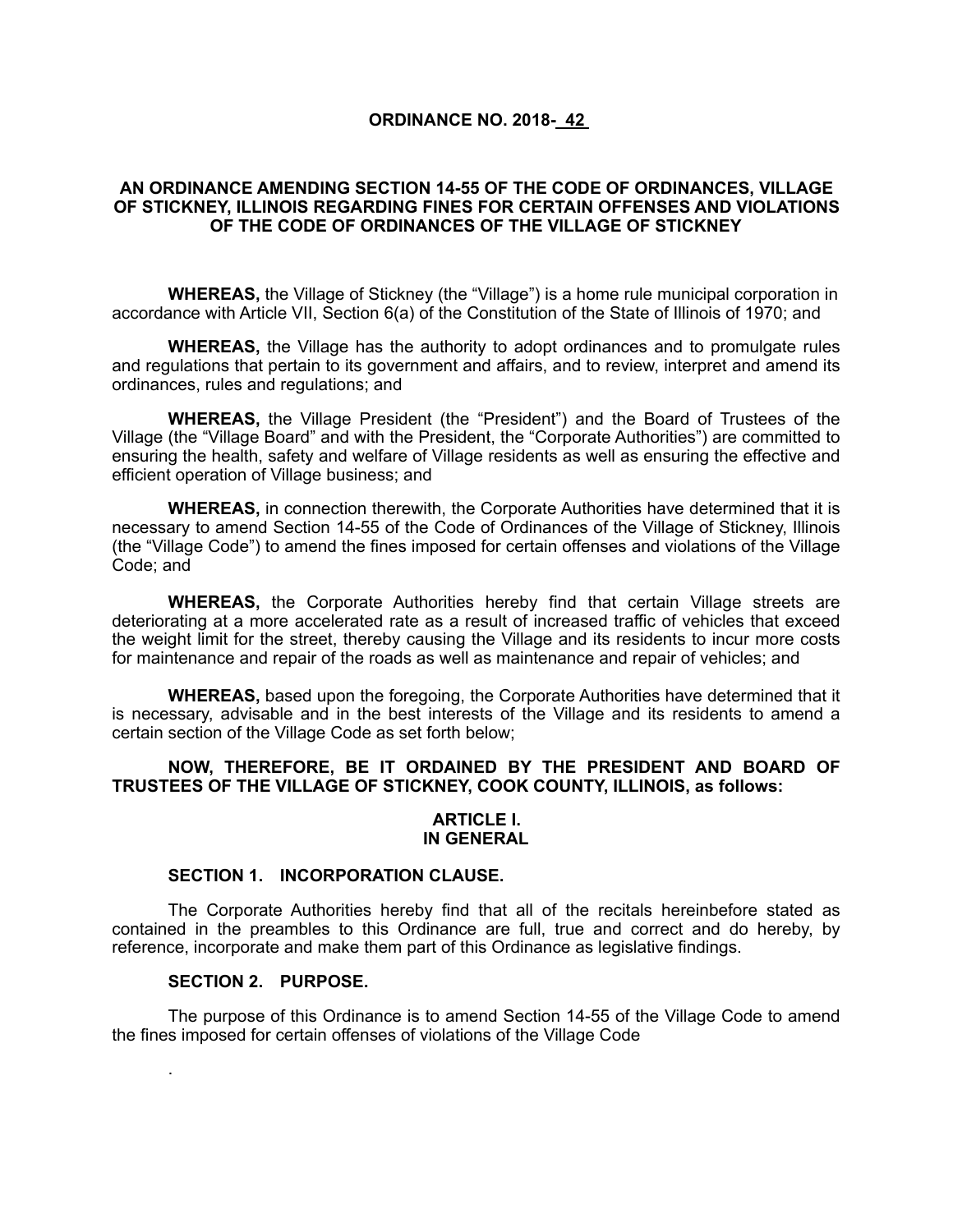**ORDINANCE NO. 2018-\_42\_**

**AN ORDINANCE AMENDING SECTION 14-55 OF THE CODE OF ORDINANCES, VILLAGE OF STICKNEY, ILLINOIS REGARDING FINES FOR CERTAIN OFFENSES AND VIOLATIONS OF THE CODE OF ORDINANCES OF THE VILLAGE OF STICKNEY**

**WHEREAS,** the Village of Stickney (the "Village") is a home rule municipal corporation in accordance with Article VII, Section 6(a) of the Constitution of the State of Illinois of 1970; and

**WHEREAS,** the Village has the authority to adopt ordinances and to promulgate rules and regulations that pertain to its government and affairs, and to review, interpret and amend its ordinances, rules and regulations; and

**WHEREAS,** the Village President (the "President") and the Board of Trustees of the Village (the "Village Board" and with the President, the "Corporate Authorities") are committed to ensuring the health, safety and welfare of Village residents as well as ensuring the effective and efficient operation of Village business; and

**WHEREAS,** in connection therewith, the Corporate Authorities have determined that it is necessary to amend Section 14-55 of the Code of Ordinances of the Village of Stickney, Illinois (the "Village Code") to amend the fines imposed for certain offenses and violations of the Village Code; and

**WHEREAS,** the Corporate Authorities hereby find that certain Village streets are deteriorating at a more accelerated rate as a result of increased traffic of vehicles that exceed the weight limit for the street, thereby causing the Village and its residents to incur more costs for maintenance and repair of the roads as well as maintenance and repair of vehicles; and

**WHEREAS,** based upon the foregoing, the Corporate Authorities have determined that it is necessary, advisable and in the best interests of the Village and its residents to amend a certain section of the Village Code as set forth below;

**NOW, THEREFORE, BE IT ORDAINED BY THE PRESIDENT AND BOARD OF TRUSTEES OF THE VILLAGE OF STICKNEY, COOK COUNTY, ILLINOIS, as follows:**

**ARTICLE I.**
**IN GENERAL**

**SECTION 1. INCORPORATION CLAUSE.**

The Corporate Authorities hereby find that all of the recitals hereinbefore stated as contained in the preambles to this Ordinance are full, true and correct and do hereby, by reference, incorporate and make them part of this Ordinance as legislative findings.

**SECTION 2. PURPOSE.**

The purpose of this Ordinance is to amend Section 14-55 of the Village Code to amend the fines imposed for certain offenses of violations of the Village Code

.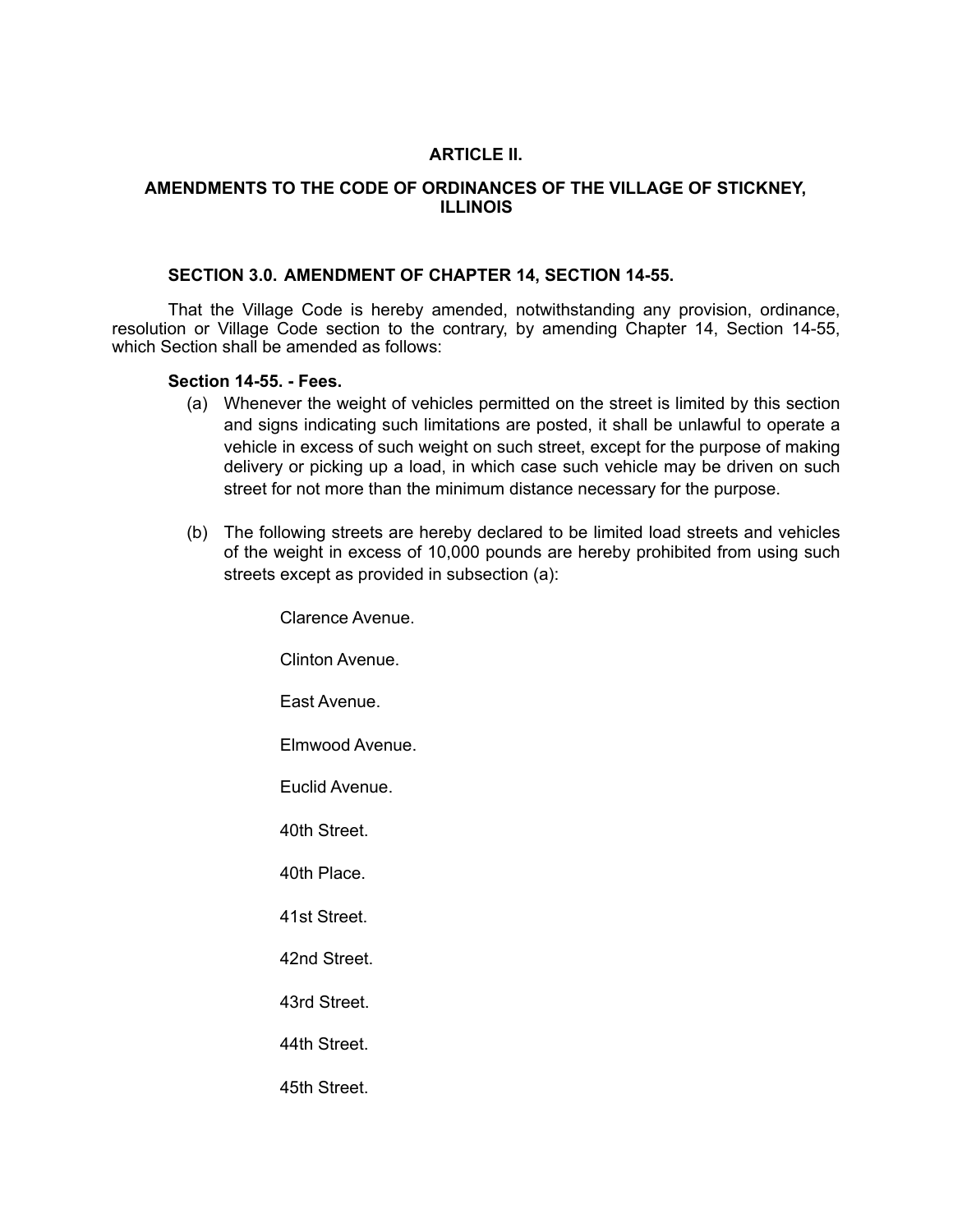# ARTICLE II.

## AMENDMENTS TO THE CODE OF ORDINANCES OF THE VILLAGE OF STICKNEY, ILLINOIS

### SECTION 3.0. AMENDMENT OF CHAPTER 14, SECTION 14-55.

That the Village Code is hereby amended, notwithstanding any provision, ordinance, resolution or Village Code section to the contrary, by amending Chapter 14, Section 14-55, which Section shall be amended as follows:

**Section 14-55. - Fees.**

(a) Whenever the weight of vehicles permitted on the street is limited by this section and signs indicating such limitations are posted, it shall be unlawful to operate a vehicle in excess of such weight on such street, except for the purpose of making delivery or picking up a load, in which case such vehicle may be driven on such street for not more than the minimum distance necessary for the purpose.

(b) The following streets are hereby declared to be limited load streets and vehicles of the weight in excess of 10,000 pounds are hereby prohibited from using such streets except as provided in subsection (a):

Clarence Avenue.

Clinton Avenue.

East Avenue.

Elmwood Avenue.

Euclid Avenue.

40th Street.

40th Place.

41st Street.

42nd Street.

43rd Street.

44th Street.

45th Street.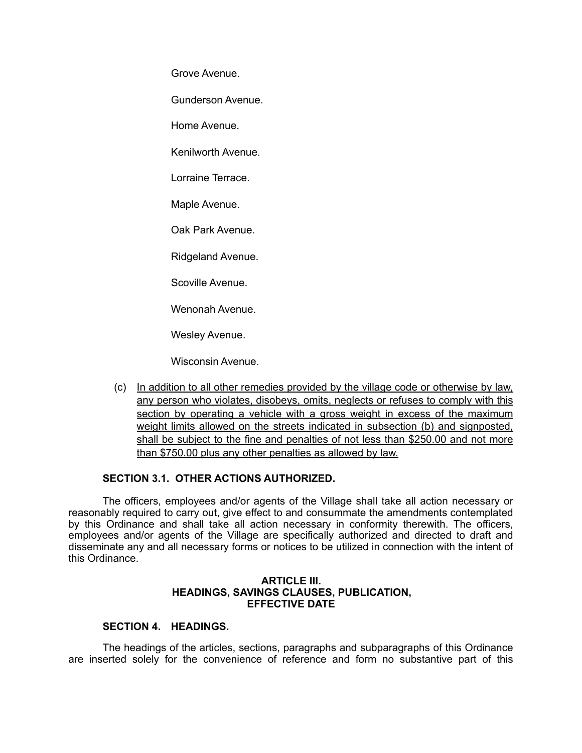Grove Avenue.

Gunderson Avenue.

Home Avenue.

Kenilworth Avenue.

Lorraine Terrace.

Maple Avenue.

Oak Park Avenue.

Ridgeland Avenue.

Scoville Avenue.

Wenonah Avenue.

Wesley Avenue.

Wisconsin Avenue.

(c) <u>In addition to all other remedies provided by the village code or otherwise by law, any person who violates, disobeys, omits, neglects or refuses to comply with this section by operating a vehicle with a gross weight in excess of the maximum weight limits allowed on the streets indicated in subsection (b) and signposted, shall be subject to the fine and penalties of not less than $250.00 and not more than $750.00 plus any other penalties as allowed by law.</u>

**SECTION 3.1. OTHER ACTIONS AUTHORIZED.**

The officers, employees and/or agents of the Village shall take all action necessary or reasonably required to carry out, give effect to and consummate the amendments contemplated by this Ordinance and shall take all action necessary in conformity therewith. The officers, employees and/or agents of the Village are specifically authorized and directed to draft and disseminate any and all necessary forms or notices to be utilized in connection with the intent of this Ordinance.

## ARTICLE III.
## HEADINGS, SAVINGS CLAUSES, PUBLICATION, EFFECTIVE DATE

**SECTION 4. HEADINGS.**

The headings of the articles, sections, paragraphs and subparagraphs of this Ordinance are inserted solely for the convenience of reference and form no substantive part of this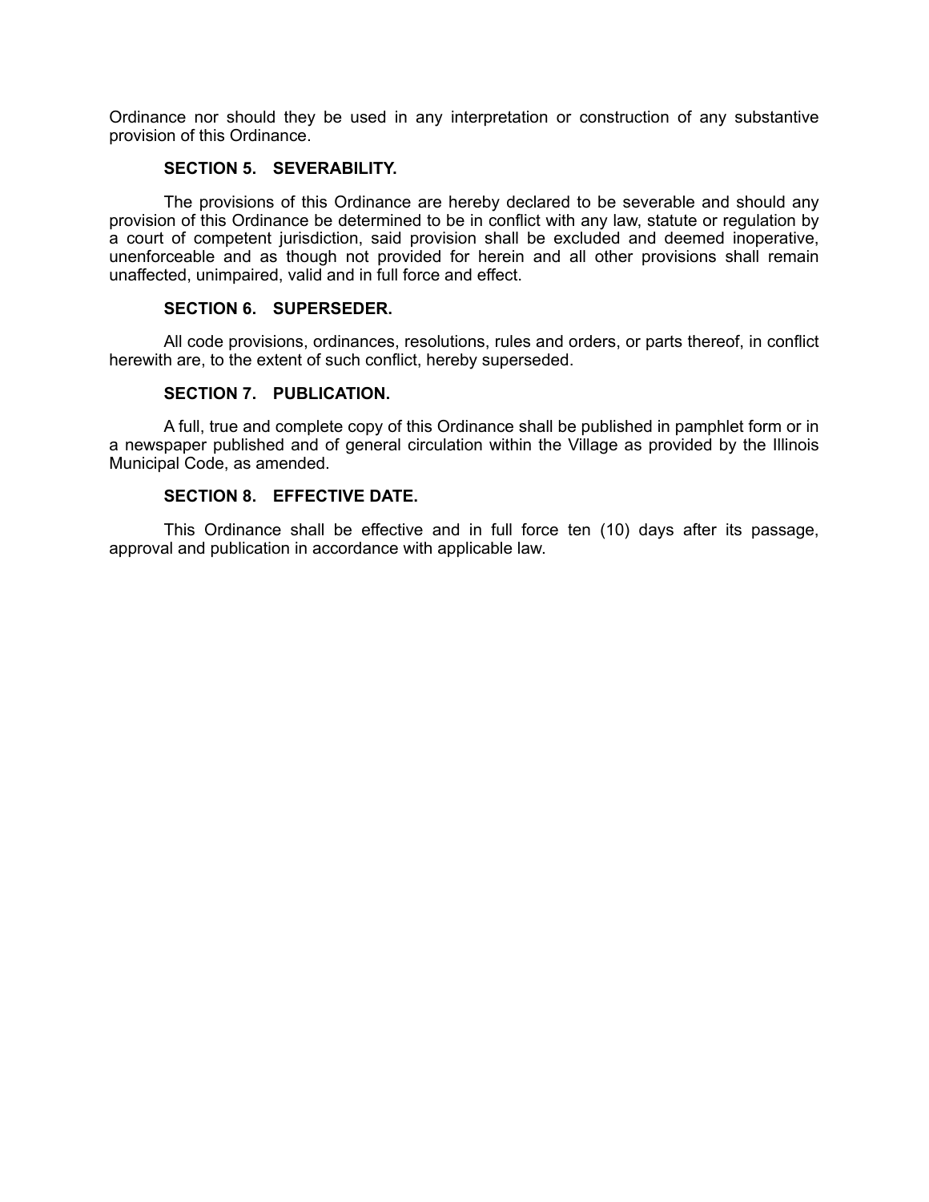Ordinance nor should they be used in any interpretation or construction of any substantive provision of this Ordinance.

**SECTION 5. SEVERABILITY.**

The provisions of this Ordinance are hereby declared to be severable and should any provision of this Ordinance be determined to be in conflict with any law, statute or regulation by a court of competent jurisdiction, said provision shall be excluded and deemed inoperative, unenforceable and as though not provided for herein and all other provisions shall remain unaffected, unimpaired, valid and in full force and effect.

**SECTION 6. SUPERSEDER.**

All code provisions, ordinances, resolutions, rules and orders, or parts thereof, in conflict herewith are, to the extent of such conflict, hereby superseded.

**SECTION 7. PUBLICATION.**

A full, true and complete copy of this Ordinance shall be published in pamphlet form or in a newspaper published and of general circulation within the Village as provided by the Illinois Municipal Code, as amended.

**SECTION 8. EFFECTIVE DATE.**

This Ordinance shall be effective and in full force ten (10) days after its passage, approval and publication in accordance with applicable law.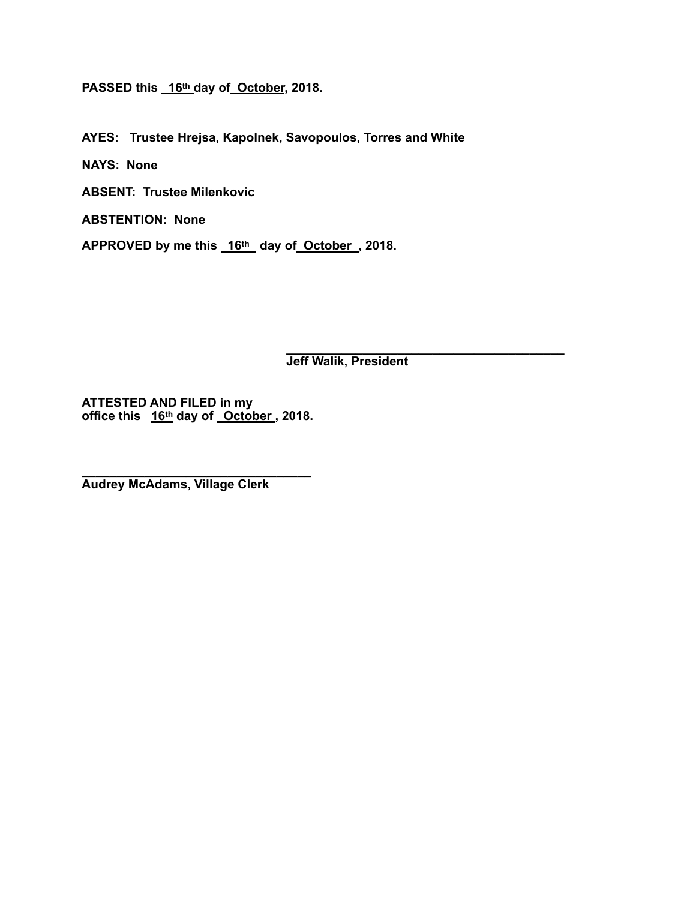**PASSED this 16th day of October, 2018.**

**AYES: Trustee Hrejsa, Kapolnek, Savopoulos, Torres and White**

**NAYS: None**

**ABSENT: Trustee Milenkovic**

**ABSTENTION: None**

**APPROVED by me this 16th day of October, 2018.**

\_\_\_\_\_\_\_\_\_\_\_\_\_\_\_\_\_\_\_\_\_\_\_\_\_\_\_\_\_\_\_\_\_\_\_\_\_\_\_\_
**Jeff Walik, President**

**ATTESTED AND FILED in my office this 16th day of October, 2018.**

\_\_\_\_\_\_\_\_\_\_\_\_\_\_\_\_\_\_\_\_\_\_\_\_\_\_\_\_\_\_\_\_\_\_
**Audrey McAdams, Village Clerk**